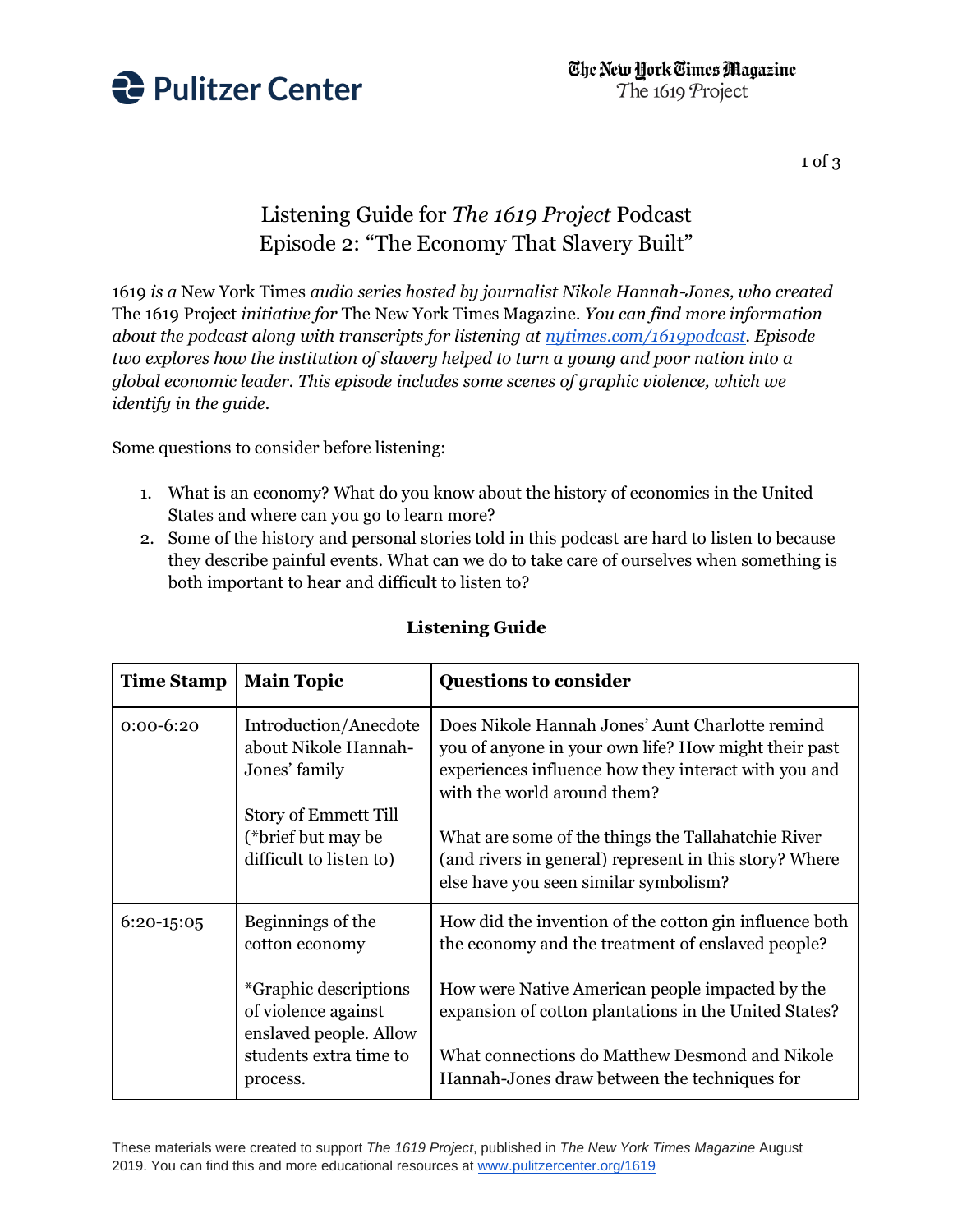# Listening Guide for *The 1619 Project* Podcast
## Episode 2: "The Economy That Slavery Built"

1619 *is a* New York Times *audio series hosted by journalist Nikole Hannah-Jones, who created* The 1619 Project *initiative for* The New York Times Magazine. *You can find more information about the podcast along with transcripts for listening at [nytimes.com/1619podcast](nytimes.com/1619podcast). Episode two explores how the institution of slavery helped to turn a young and poor nation into a global economic leader. This episode includes some scenes of graphic violence, which we identify in the guide.*

Some questions to consider before listening:

1. What is an economy? What do you know about the history of economics in the United States and where can you go to learn more?
2. Some of the history and personal stories told in this podcast are hard to listen to because they describe painful events. What can we do to take care of ourselves when something is both important to hear and difficult to listen to?

**Listening Guide**

| **Time Stamp** | **Main Topic** | **Questions to consider** |
|---|---|---|
| 0:00-6:20 | Introduction/Anecdote about Nikole Hannah-Jones' family<br><br>Story of Emmett Till (*brief but may be difficult to listen to) | Does Nikole Hannah Jones' Aunt Charlotte remind you of anyone in your own life? How might their past experiences influence how they interact with you and with the world around them?<br><br>What are some of the things the Tallahatchie River (and rivers in general) represent in this story? Where else have you seen similar symbolism? |
| 6:20-15:05 | Beginnings of the cotton economy<br><br>*Graphic descriptions of violence against enslaved people. Allow students extra time to process. | How did the invention of the cotton gin influence both the economy and the treatment of enslaved people?<br><br>How were Native American people impacted by the expansion of cotton plantations in the United States?<br><br>What connections do Matthew Desmond and Nikole Hannah-Jones draw between the techniques for |

These materials were created to support *The 1619 Project*, published in *The New York Times Magazine* August 2019. You can find this and more educational resources at [www.pulitzercenter.org/1619](www.pulitzercenter.org/1619)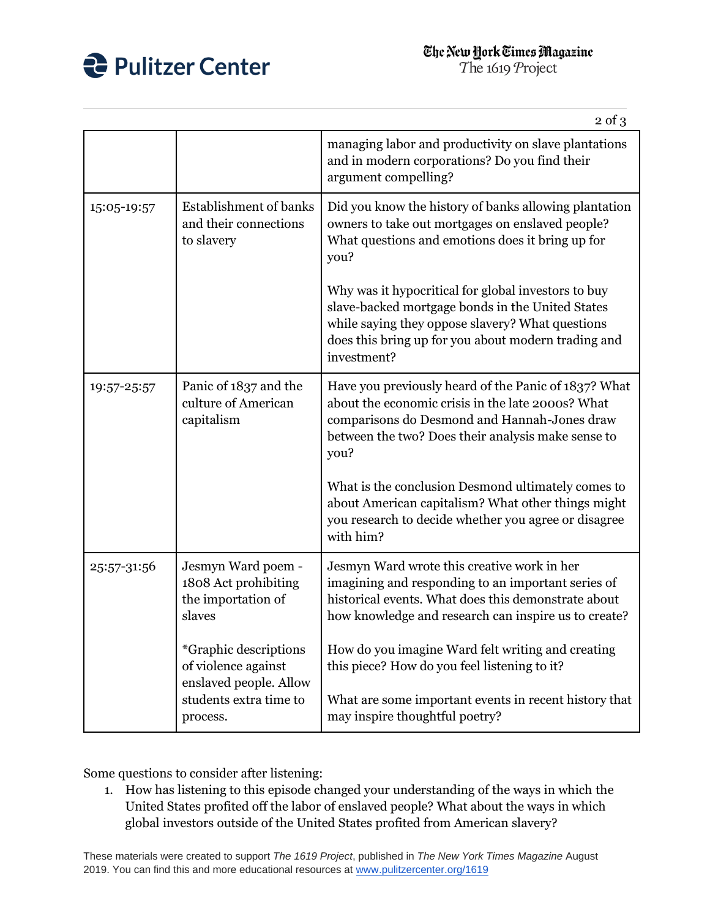| | | managing labor and productivity on slave plantations and in modern corporations? Do you find their argument compelling? |
|---|---|---|
| 15:05-19:57 | Establishment of banks and their connections to slavery | Did you know the history of banks allowing plantation owners to take out mortgages on enslaved people? What questions and emotions does it bring up for you?<br><br>Why was it hypocritical for global investors to buy slave-backed mortgage bonds in the United States while saying they oppose slavery? What questions does this bring up for you about modern trading and investment? |
| 19:57-25:57 | Panic of 1837 and the culture of American capitalism | Have you previously heard of the Panic of 1837? What about the economic crisis in the late 2000s? What comparisons do Desmond and Hannah-Jones draw between the two? Does their analysis make sense to you?<br><br>What is the conclusion Desmond ultimately comes to about American capitalism? What other things might you research to decide whether you agree or disagree with him? |
| 25:57-31:56 | Jesmyn Ward poem - 1808 Act prohibiting the importation of slaves<br><br>*Graphic descriptions of violence against enslaved people. Allow students extra time to process. | Jesmyn Ward wrote this creative work in her imagining and responding to an important series of historical events. What does this demonstrate about how knowledge and research can inspire us to create?<br><br>How do you imagine Ward felt writing and creating this piece? How do you feel listening to it?<br><br>What are some important events in recent history that may inspire thoughtful poetry? |

Some questions to consider after listening:

1. How has listening to this episode changed your understanding of the ways in which the United States profited off the labor of enslaved people? What about the ways in which global investors outside of the United States profited from American slavery?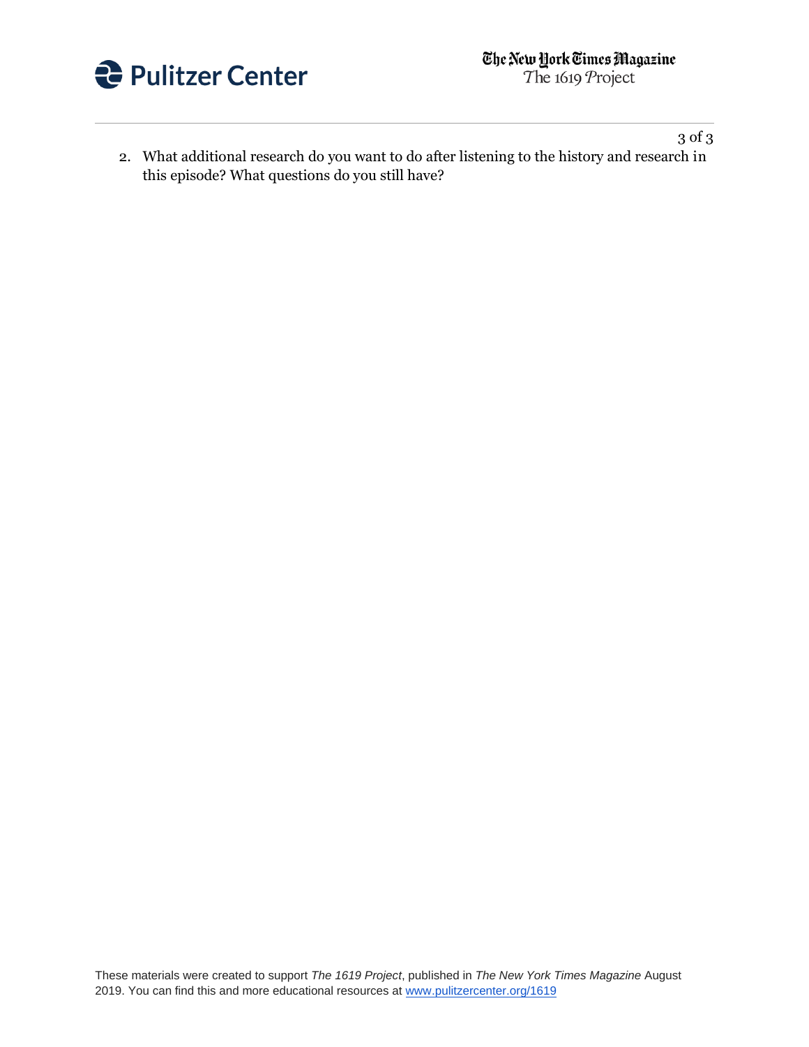2. What additional research do you want to do after listening to the history and research in this episode? What questions do you still have?

These materials were created to support *The 1619 Project*, published in *The New York Times Magazine* August 2019. You can find this and more educational resources at www.pulitzercenter.org/1619